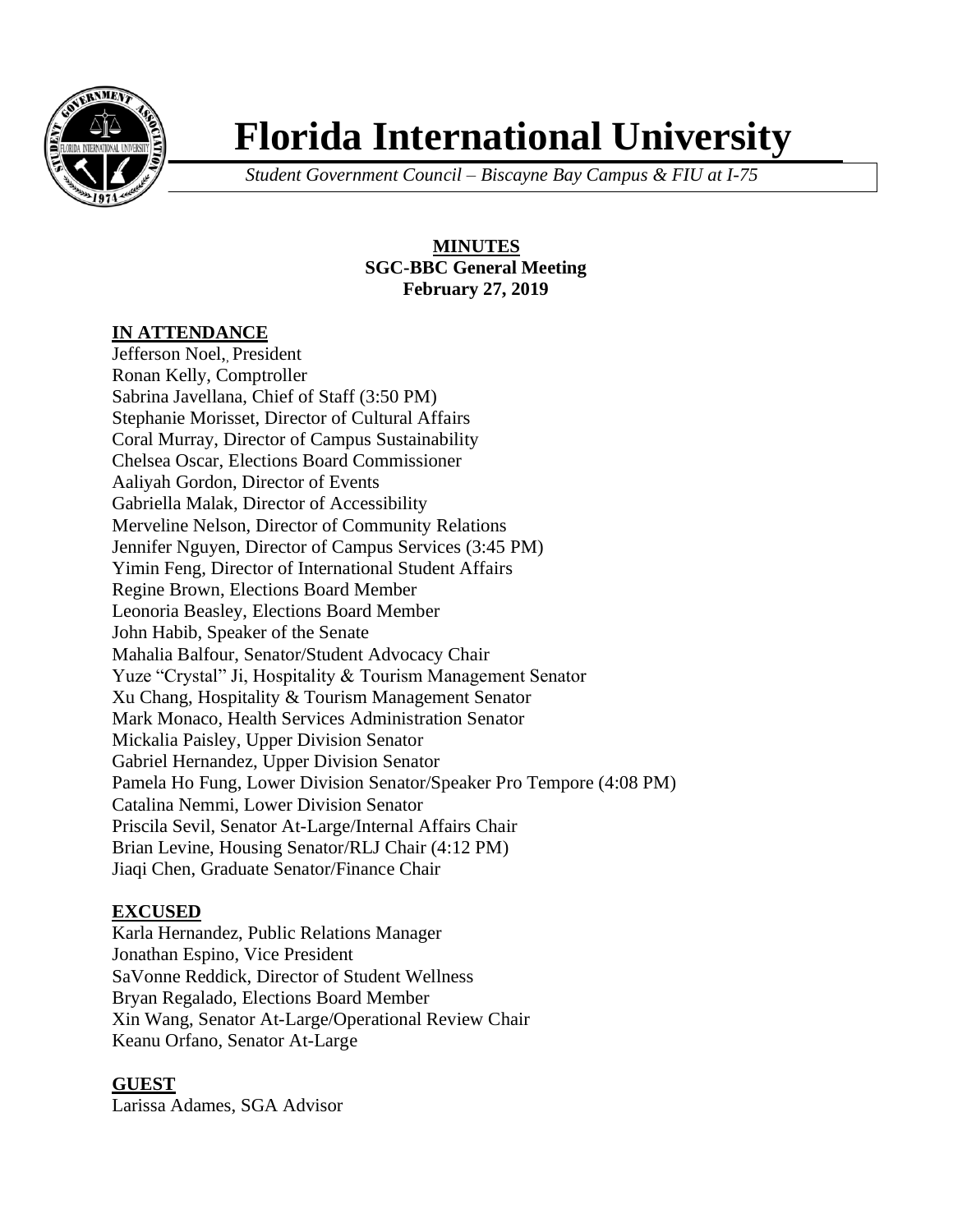# Florida International University

*Student Government Council – Biscayne Bay Campus & FIU at I-75*

**MINUTES**
**SGC-BBC General Meeting**
**February 27, 2019**

## IN ATTENDANCE

Jefferson Noel,, President
Ronan Kelly, Comptroller
Sabrina Javellana, Chief of Staff (3:50 PM)
Stephanie Morisset, Director of Cultural Affairs
Coral Murray, Director of Campus Sustainability
Chelsea Oscar, Elections Board Commissioner
Aaliyah Gordon, Director of Events
Gabriella Malak, Director of Accessibility
Merveline Nelson, Director of Community Relations
Jennifer Nguyen, Director of Campus Services (3:45 PM)
Yimin Feng, Director of International Student Affairs
Regine Brown, Elections Board Member
Leonoria Beasley, Elections Board Member
John Habib, Speaker of the Senate
Mahalia Balfour, Senator/Student Advocacy Chair
Yuze "Crystal" Ji, Hospitality & Tourism Management Senator
Xu Chang, Hospitality & Tourism Management Senator
Mark Monaco, Health Services Administration Senator
Mickalia Paisley, Upper Division Senator
Gabriel Hernandez, Upper Division Senator
Pamela Ho Fung, Lower Division Senator/Speaker Pro Tempore (4:08 PM)
Catalina Nemmi, Lower Division Senator
Priscila Sevil, Senator At-Large/Internal Affairs Chair
Brian Levine, Housing Senator/RLJ Chair (4:12 PM)
Jiaqi Chen, Graduate Senator/Finance Chair

## EXCUSED

Karla Hernandez, Public Relations Manager
Jonathan Espino, Vice President
SaVonne Reddick, Director of Student Wellness
Bryan Regalado, Elections Board Member
Xin Wang, Senator At-Large/Operational Review Chair
Keanu Orfano, Senator At-Large

## GUEST

Larissa Adames, SGA Advisor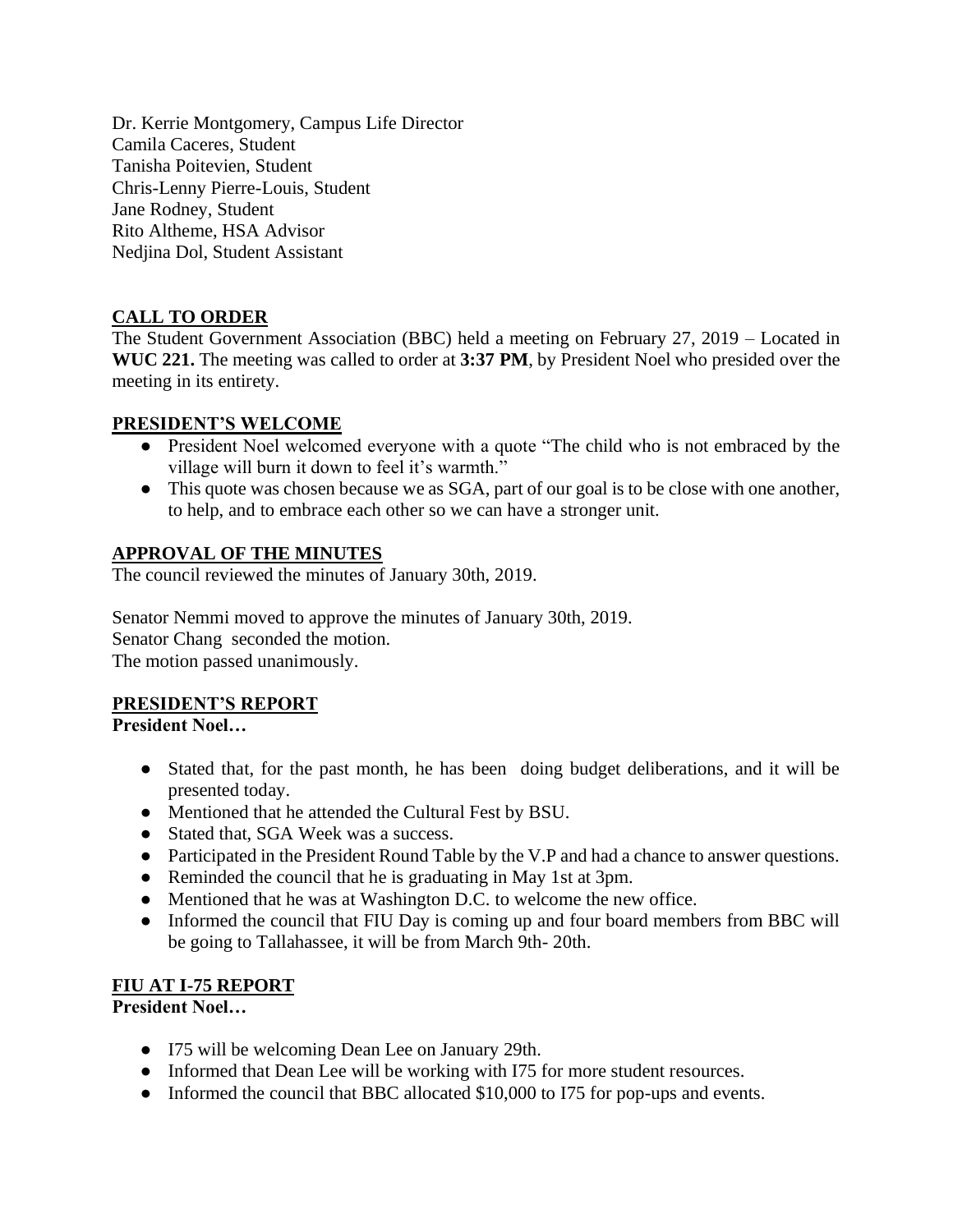Dr. Kerrie Montgomery, Campus Life Director
Camila Caceres, Student
Tanisha Poitevien, Student
Chris-Lenny Pierre-Louis, Student
Jane Rodney, Student
Rito Altheme, HSA Advisor
Nedjina Dol, Student Assistant

## CALL TO ORDER

The Student Government Association (BBC) held a meeting on February 27, 2019 – Located in **WUC 221.** The meeting was called to order at **3:37 PM**, by President Noel who presided over the meeting in its entirety.

## PRESIDENT'S WELCOME

- President Noel welcomed everyone with a quote "The child who is not embraced by the village will burn it down to feel it's warmth."
- This quote was chosen because we as SGA, part of our goal is to be close with one another, to help, and to embrace each other so we can have a stronger unit.

## APPROVAL OF THE MINUTES

The council reviewed the minutes of January 30th, 2019.

Senator Nemmi moved to approve the minutes of January 30th, 2019.
Senator Chang seconded the motion.
The motion passed unanimously.

## PRESIDENT'S REPORT

**President Noel…**

- Stated that, for the past month, he has been doing budget deliberations, and it will be presented today.
- Mentioned that he attended the Cultural Fest by BSU.
- Stated that, SGA Week was a success.
- Participated in the President Round Table by the V.P and had a chance to answer questions.
- Reminded the council that he is graduating in May 1st at 3pm.
- Mentioned that he was at Washington D.C. to welcome the new office.
- Informed the council that FIU Day is coming up and four board members from BBC will be going to Tallahassee, it will be from March 9th- 20th.

## FIU AT I-75 REPORT

**President Noel…**

- I75 will be welcoming Dean Lee on January 29th.
- Informed that Dean Lee will be working with I75 for more student resources.
- Informed the council that BBC allocated $10,000 to I75 for pop-ups and events.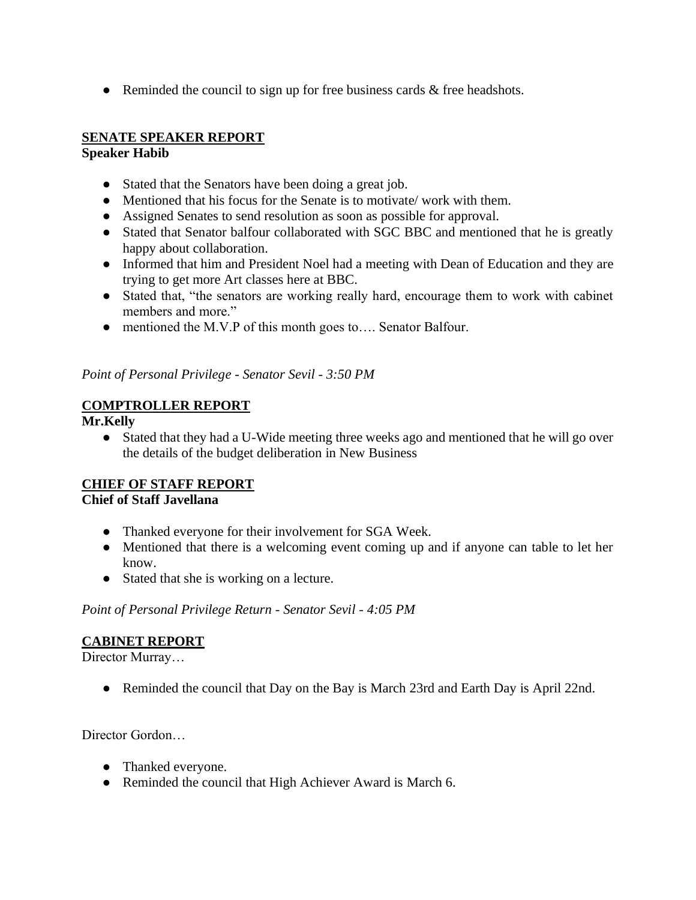- Reminded the council to sign up for free business cards & free headshots.

## SENATE SPEAKER REPORT

**Speaker Habib**

- Stated that the Senators have been doing a great job.
- Mentioned that his focus for the Senate is to motivate/ work with them.
- Assigned Senates to send resolution as soon as possible for approval.
- Stated that Senator balfour collaborated with SGC BBC and mentioned that he is greatly happy about collaboration.
- Informed that him and President Noel had a meeting with Dean of Education and they are trying to get more Art classes here at BBC.
- Stated that, "the senators are working really hard, encourage them to work with cabinet members and more."
- mentioned the M.V.P of this month goes to…. Senator Balfour.

*Point of Personal Privilege - Senator Sevil - 3:50 PM*

## COMPTROLLER REPORT

**Mr.Kelly**

- Stated that they had a U-Wide meeting three weeks ago and mentioned that he will go over the details of the budget deliberation in New Business

## CHIEF OF STAFF REPORT

**Chief of Staff Javellana**

- Thanked everyone for their involvement for SGA Week.
- Mentioned that there is a welcoming event coming up and if anyone can table to let her know.
- Stated that she is working on a lecture.

*Point of Personal Privilege Return - Senator Sevil - 4:05 PM*

## CABINET REPORT

Director Murray…

- Reminded the council that Day on the Bay is March 23rd and Earth Day is April 22nd.

Director Gordon…

- Thanked everyone.
- Reminded the council that High Achiever Award is March 6.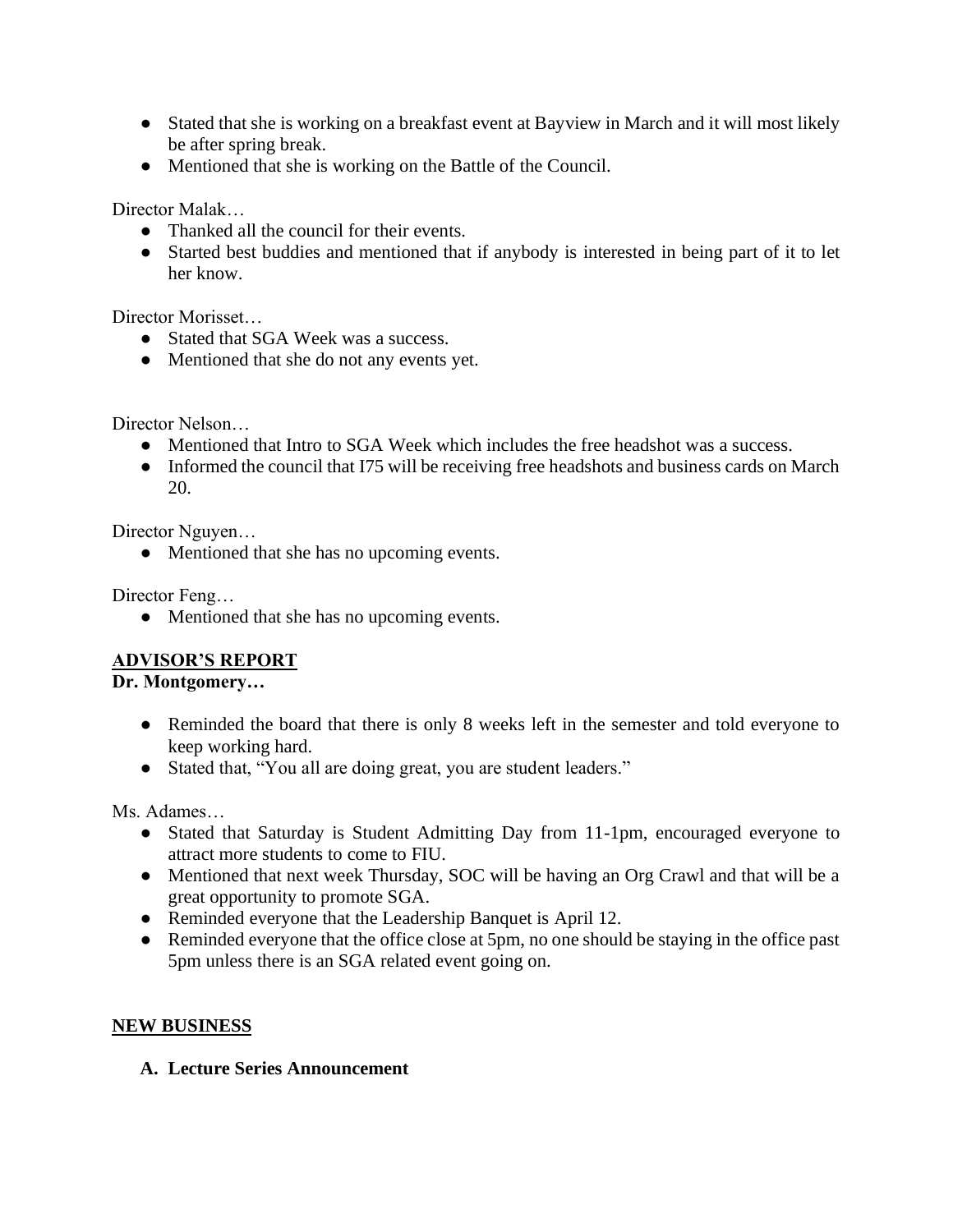- Stated that she is working on a breakfast event at Bayview in March and it will most likely be after spring break.
- Mentioned that she is working on the Battle of the Council.

Director Malak…

- Thanked all the council for their events.
- Started best buddies and mentioned that if anybody is interested in being part of it to let her know.

Director Morisset…

- Stated that SGA Week was a success.
- Mentioned that she do not any events yet.

Director Nelson…

- Mentioned that Intro to SGA Week which includes the free headshot was a success.
- Informed the council that I75 will be receiving free headshots and business cards on March 20.

Director Nguyen…

- Mentioned that she has no upcoming events.

Director Feng…

- Mentioned that she has no upcoming events.

## ADVISOR'S REPORT

**Dr. Montgomery…**

- Reminded the board that there is only 8 weeks left in the semester and told everyone to keep working hard.
- Stated that, "You all are doing great, you are student leaders."

Ms. Adames…

- Stated that Saturday is Student Admitting Day from 11-1pm, encouraged everyone to attract more students to come to FIU.
- Mentioned that next week Thursday, SOC will be having an Org Crawl and that will be a great opportunity to promote SGA.
- Reminded everyone that the Leadership Banquet is April 12.
- Reminded everyone that the office close at 5pm, no one should be staying in the office past 5pm unless there is an SGA related event going on.

## NEW BUSINESS

**A. Lecture Series Announcement**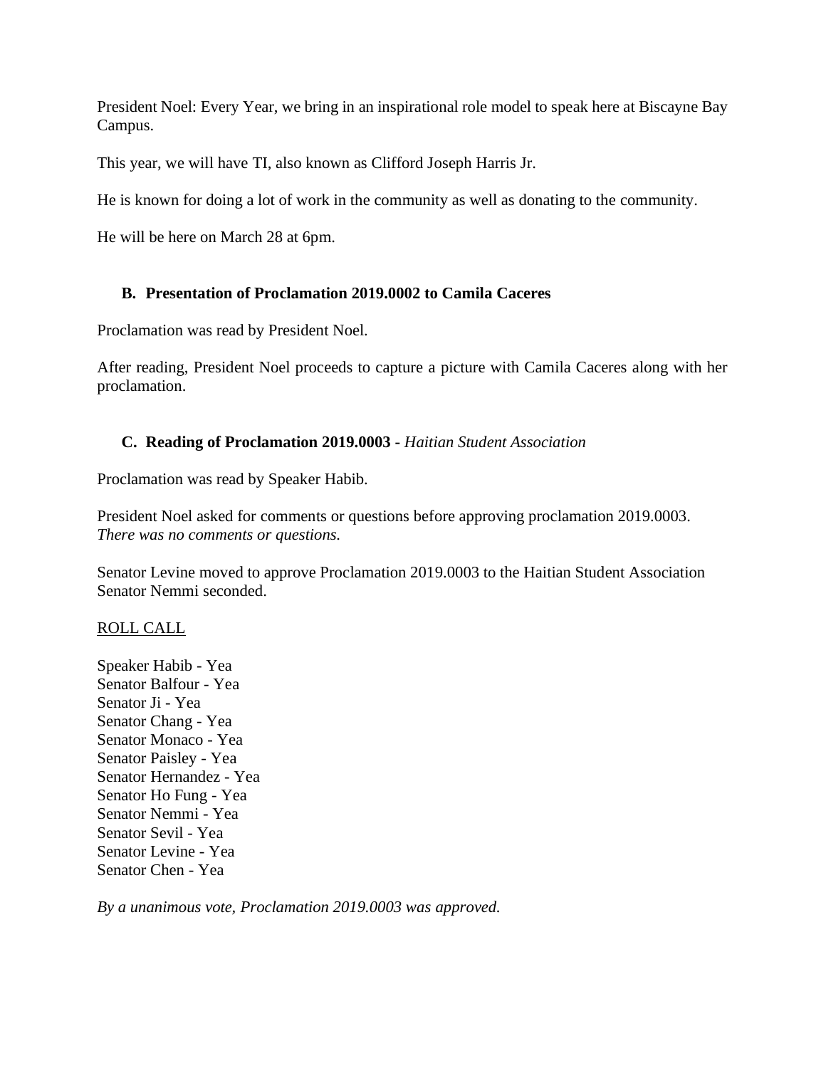President Noel: Every Year, we bring in an inspirational role model to speak here at Biscayne Bay Campus.

This year, we will have TI, also known as Clifford Joseph Harris Jr.

He is known for doing a lot of work in the community as well as donating to the community.

He will be here on March 28 at 6pm.

### B. Presentation of Proclamation 2019.0002 to Camila Caceres

Proclamation was read by President Noel.

After reading, President Noel proceeds to capture a picture with Camila Caceres along with her proclamation.

### C. Reading of Proclamation 2019.0003 - *Haitian Student Association*

Proclamation was read by Speaker Habib.

President Noel asked for comments or questions before approving proclamation 2019.0003.
*There was no comments or questions.*

Senator Levine moved to approve Proclamation 2019.0003 to the Haitian Student Association
Senator Nemmi seconded.

<u>ROLL CALL</u>

Speaker Habib - Yea
Senator Balfour - Yea
Senator Ji - Yea
Senator Chang - Yea
Senator Monaco - Yea
Senator Paisley - Yea
Senator Hernandez - Yea
Senator Ho Fung - Yea
Senator Nemmi - Yea
Senator Sevil - Yea
Senator Levine - Yea
Senator Chen - Yea

*By a unanimous vote, Proclamation 2019.0003 was approved.*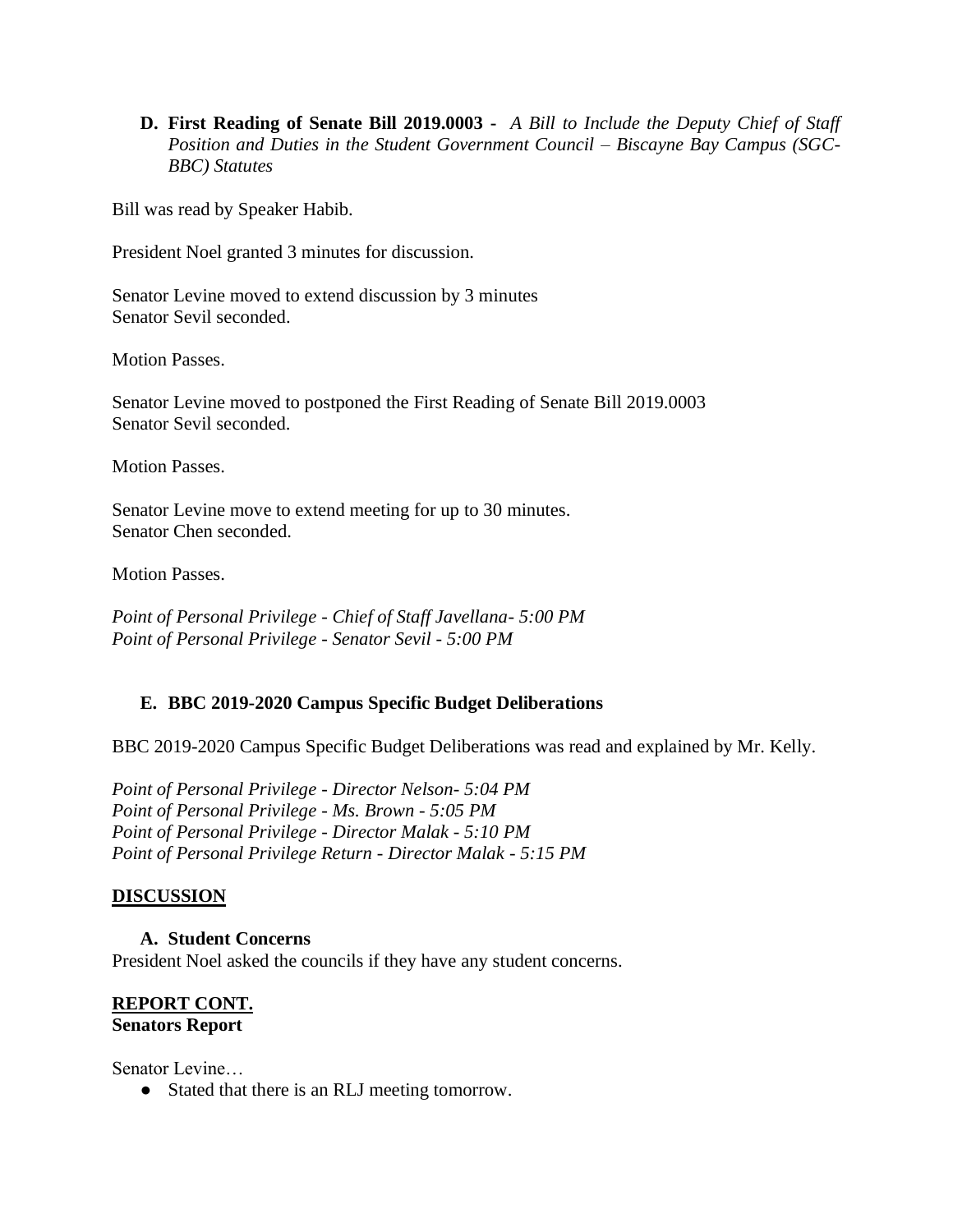**D. First Reading of Senate Bill 2019.0003 -** *A Bill to Include the Deputy Chief of Staff Position and Duties in the Student Government Council – Biscayne Bay Campus (SGC-BBC) Statutes*

Bill was read by Speaker Habib.

President Noel granted 3 minutes for discussion.

Senator Levine moved to extend discussion by 3 minutes
Senator Sevil seconded.

Motion Passes.

Senator Levine moved to postponed the First Reading of Senate Bill 2019.0003
Senator Sevil seconded.

Motion Passes.

Senator Levine move to extend meeting for up to 30 minutes.
Senator Chen seconded.

Motion Passes.

*Point of Personal Privilege - Chief of Staff Javellana- 5:00 PM*
*Point of Personal Privilege - Senator Sevil - 5:00 PM*

**E. BBC 2019-2020 Campus Specific Budget Deliberations**

BBC 2019-2020 Campus Specific Budget Deliberations was read and explained by Mr. Kelly.

*Point of Personal Privilege - Director Nelson- 5:04 PM*
*Point of Personal Privilege - Ms. Brown - 5:05 PM*
*Point of Personal Privilege - Director Malak - 5:10 PM*
*Point of Personal Privilege Return - Director Malak - 5:15 PM*

## **DISCUSSION**

**A. Student Concerns**

President Noel asked the councils if they have any student concerns.

## **REPORT CONT.**

**Senators Report**

Senator Levine…

- Stated that there is an RLJ meeting tomorrow.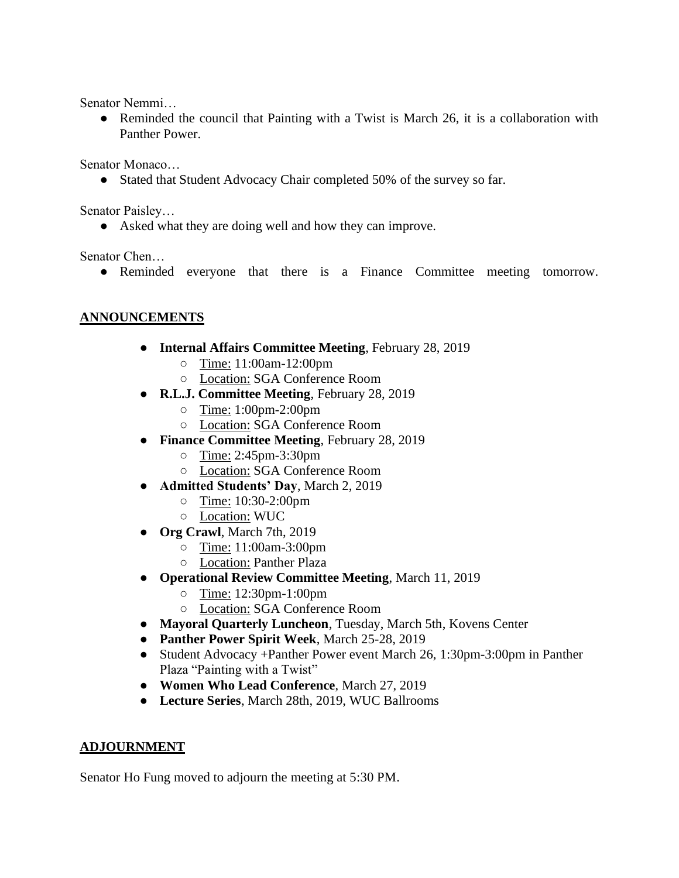Senator Nemmi…

- Reminded the council that Painting with a Twist is March 26, it is a collaboration with Panther Power.

Senator Monaco…

- Stated that Student Advocacy Chair completed 50% of the survey so far.

Senator Paisley…

- Asked what they are doing well and how they can improve.

Senator Chen…

- Reminded everyone that there is a Finance Committee meeting tomorrow.

## ANNOUNCEMENTS

- **Internal Affairs Committee Meeting**, February 28, 2019
  - Time: 11:00am-12:00pm
  - Location: SGA Conference Room
- **R.L.J. Committee Meeting**, February 28, 2019
  - Time: 1:00pm-2:00pm
  - Location: SGA Conference Room
- **Finance Committee Meeting**, February 28, 2019
  - Time: 2:45pm-3:30pm
  - Location: SGA Conference Room
- **Admitted Students' Day**, March 2, 2019
  - Time: 10:30-2:00pm
  - Location: WUC
- **Org Crawl**, March 7th, 2019
  - Time: 11:00am-3:00pm
  - Location: Panther Plaza
- **Operational Review Committee Meeting**, March 11, 2019
  - Time: 12:30pm-1:00pm
  - Location: SGA Conference Room
- **Mayoral Quarterly Luncheon**, Tuesday, March 5th, Kovens Center
- **Panther Power Spirit Week**, March 25-28, 2019
- Student Advocacy +Panther Power event March 26, 1:30pm-3:00pm in Panther Plaza "Painting with a Twist"
- **Women Who Lead Conference**, March 27, 2019
- **Lecture Series**, March 28th, 2019, WUC Ballrooms

## ADJOURNMENT

Senator Ho Fung moved to adjourn the meeting at 5:30 PM.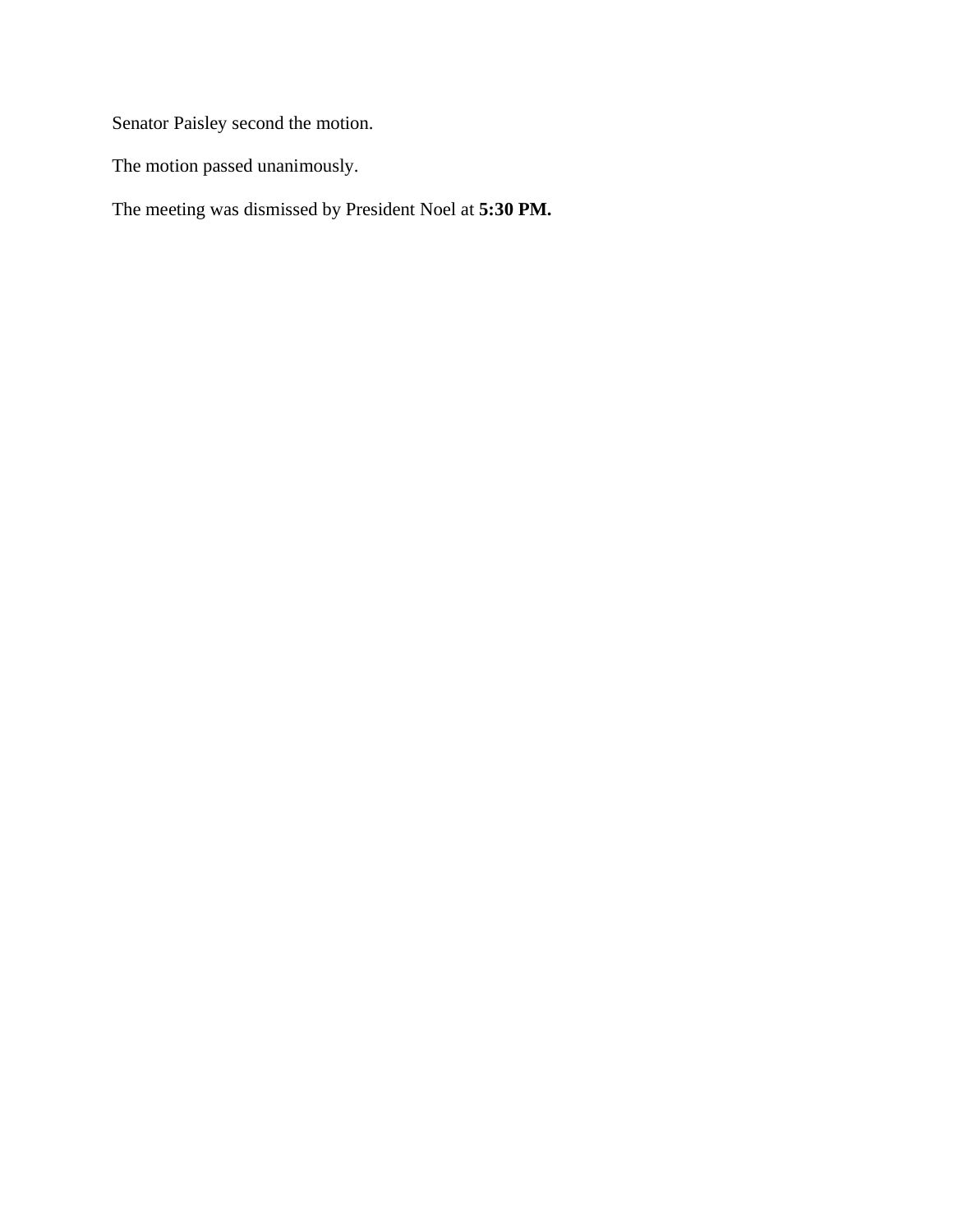Senator Paisley second the motion.

The motion passed unanimously.

The meeting was dismissed by President Noel at **5:30 PM.**